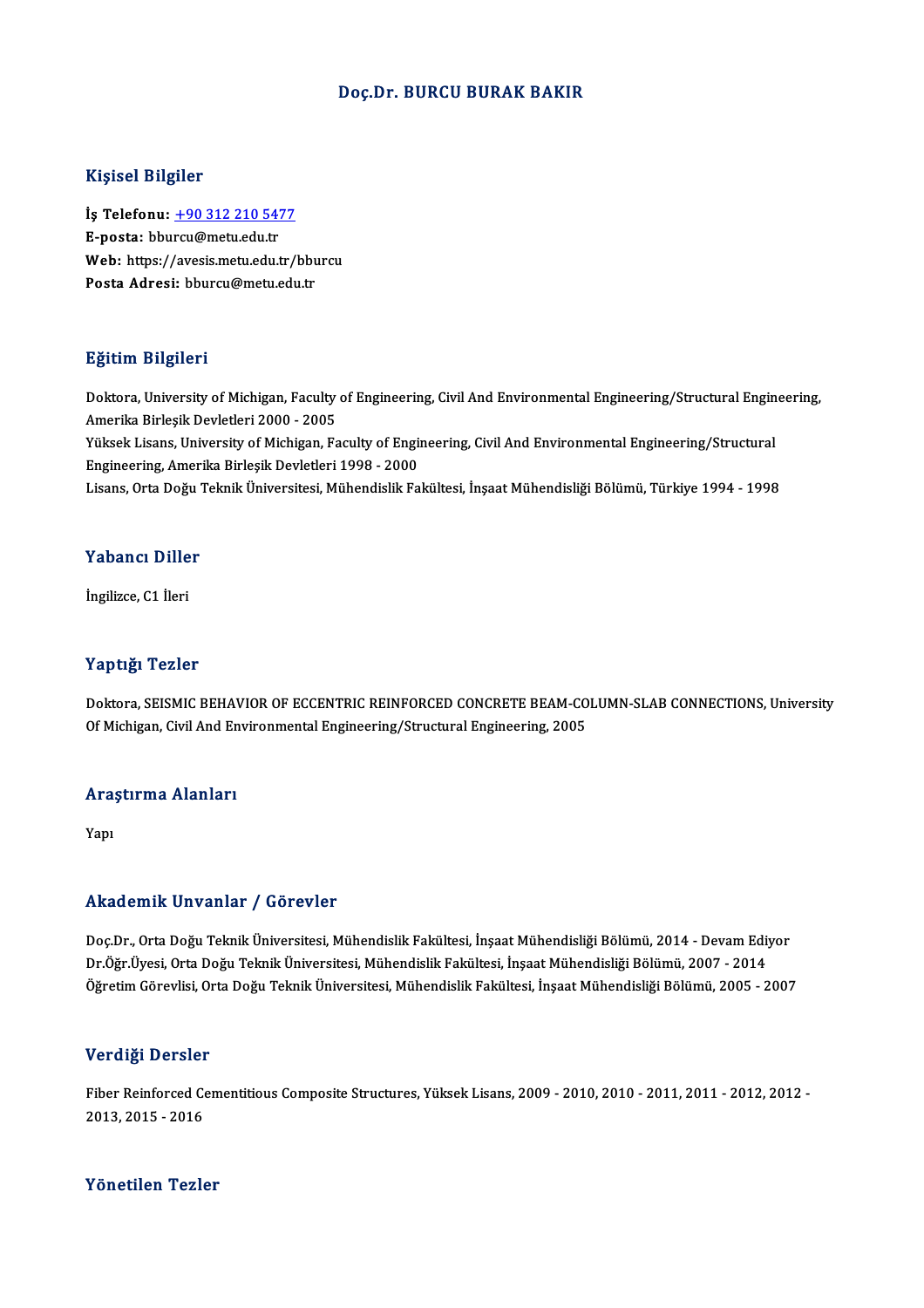# Doç.Dr. BURCU BURAK BAKIR

## Kişisel Bilgiler

**İş Telefonu:** +90 312 210 5477
**E-posta:** bburcu@metu.edu.tr
**Web:** https://avesis.metu.edu.tr/bburcu
**Posta Adresi:** bburcu@metu.edu.tr

## Eğitim Bilgileri

Doktora, University of Michigan, Faculty of Engineering, Civil And Environmental Engineering/Structural Engineering, Amerika Birleşik Devletleri 2000 - 2005
Yüksek Lisans, University of Michigan, Faculty of Engineering, Civil And Environmental Engineering/Structural Engineering, Amerika Birleşik Devletleri 1998 - 2000
Lisans, Orta Doğu Teknik Üniversitesi, Mühendislik Fakültesi, İnşaat Mühendisliği Bölümü, Türkiye 1994 - 1998

## Yabancı Diller

İngilizce, C1 İleri

## Yaptığı Tezler

Doktora, SEISMIC BEHAVIOR OF ECCENTRIC REINFORCED CONCRETE BEAM-COLUMN-SLAB CONNECTIONS, University Of Michigan, Civil And Environmental Engineering/Structural Engineering, 2005

## Araştırma Alanları

Yapı

## Akademik Unvanlar / Görevler

Doç.Dr., Orta Doğu Teknik Üniversitesi, Mühendislik Fakültesi, İnşaat Mühendisliği Bölümü, 2014 - Devam Ediyor
Dr.Öğr.Üyesi, Orta Doğu Teknik Üniversitesi, Mühendislik Fakültesi, İnşaat Mühendisliği Bölümü, 2007 - 2014
Öğretim Görevlisi, Orta Doğu Teknik Üniversitesi, Mühendislik Fakültesi, İnşaat Mühendisliği Bölümü, 2005 - 2007

## Verdiği Dersler

Fiber Reinforced Cementitious Composite Structures, Yüksek Lisans, 2009 - 2010, 2010 - 2011, 2011 - 2012, 2012 - 2013, 2015 - 2016

## Yönetilen Tezler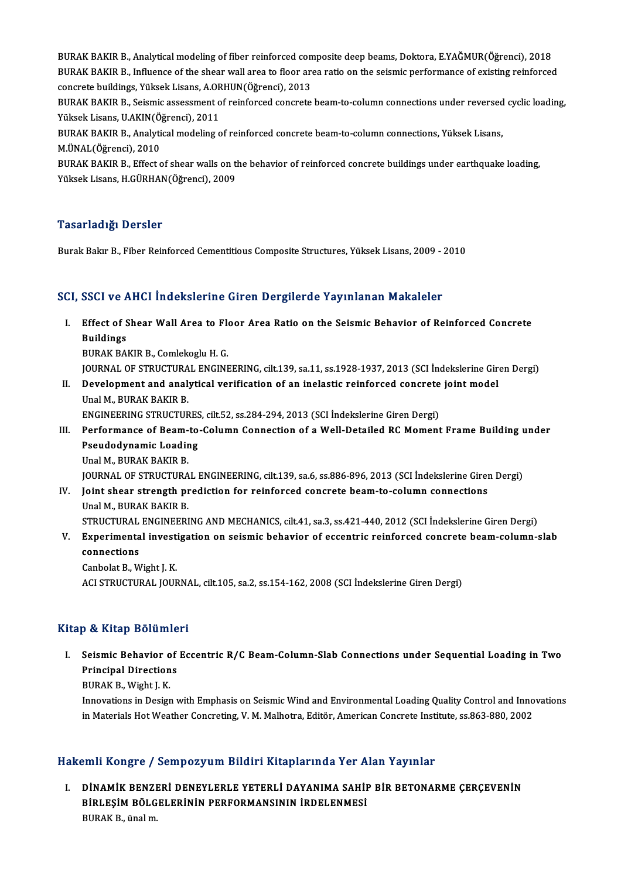BURAK BAKIR B., Analytical modeling of fiber reinforced composite deep beams, Doktora, E.YAĞMUR(Öğrenci), 2018
BURAK BAKIR B., Influence of the shear wall area to floor area ratio on the seismic performance of existing reinforced concrete buildings, Yüksek Lisans, A.ORHUN(Öğrenci), 2013
BURAK BAKIR B., Seismic assessment of reinforced concrete beam-to-column connections under reversed cyclic loading, Yüksek Lisans, U.AKIN(Öğrenci), 2011
BURAK BAKIR B., Analytical modeling of reinforced concrete beam-to-column connections, Yüksek Lisans, M.ÜNAL(Öğrenci), 2010
BURAK BAKIR B., Effect of shear walls on the behavior of reinforced concrete buildings under earthquake loading, Yüksek Lisans, H.GÜRHAN(Öğrenci), 2009

## Tasarladığı Dersler

Burak Bakır B., Fiber Reinforced Cementitious Composite Structures, Yüksek Lisans, 2009 - 2010

## SCI, SSCI ve AHCI İndekslerine Giren Dergilerde Yayınlanan Makaleler

I. **Effect of Shear Wall Area to Floor Area Ratio on the Seismic Behavior of Reinforced Concrete Buildings**
   BURAK BAKIR B., Comlekoglu H. G.
   JOURNAL OF STRUCTURAL ENGINEERING, cilt.139, sa.11, ss.1928-1937, 2013 (SCI İndekslerine Giren Dergi)
II. **Development and analytical verification of an inelastic reinforced concrete joint model**
   Unal M., BURAK BAKIR B.
   ENGINEERING STRUCTURES, cilt.52, ss.284-294, 2013 (SCI İndekslerine Giren Dergi)
III. **Performance of Beam-to-Column Connection of a Well-Detailed RC Moment Frame Building under Pseudodynamic Loading**
   Unal M., BURAK BAKIR B.
   JOURNAL OF STRUCTURAL ENGINEERING, cilt.139, sa.6, ss.886-896, 2013 (SCI İndekslerine Giren Dergi)
IV. **Joint shear strength prediction for reinforced concrete beam-to-column connections**
   Unal M., BURAK BAKIR B.
   STRUCTURAL ENGINEERING AND MECHANICS, cilt.41, sa.3, ss.421-440, 2012 (SCI İndekslerine Giren Dergi)
V. **Experimental investigation on seismic behavior of eccentric reinforced concrete beam-column-slab connections**
   Canbolat B., Wight J. K.
   ACI STRUCTURAL JOURNAL, cilt.105, sa.2, ss.154-162, 2008 (SCI İndekslerine Giren Dergi)

## Kitap & Kitap Bölümleri

I. **Seismic Behavior of Eccentric R/C Beam-Column-Slab Connections under Sequential Loading in Two Principal Directions**
   BURAK B., Wight J. K.
   Innovations in Design with Emphasis on Seismic Wind and Environmental Loading Quality Control and Innovations in Materials Hot Weather Concreting, V. M. Malhotra, Editör, American Concrete Institute, ss.863-880, 2002

## Hakemli Kongre / Sempozyum Bildiri Kitaplarında Yer Alan Yayınlar

I. **DİNAMİK BENZERİ DENEYLERLE YETERLİ DAYANIMA SAHİP BİR BETONARME ÇERÇEVENİN BİRLEŞİM BÖLGELERİNİN PERFORMANSININ İRDELENMESİ**
   BURAK B., ünal m.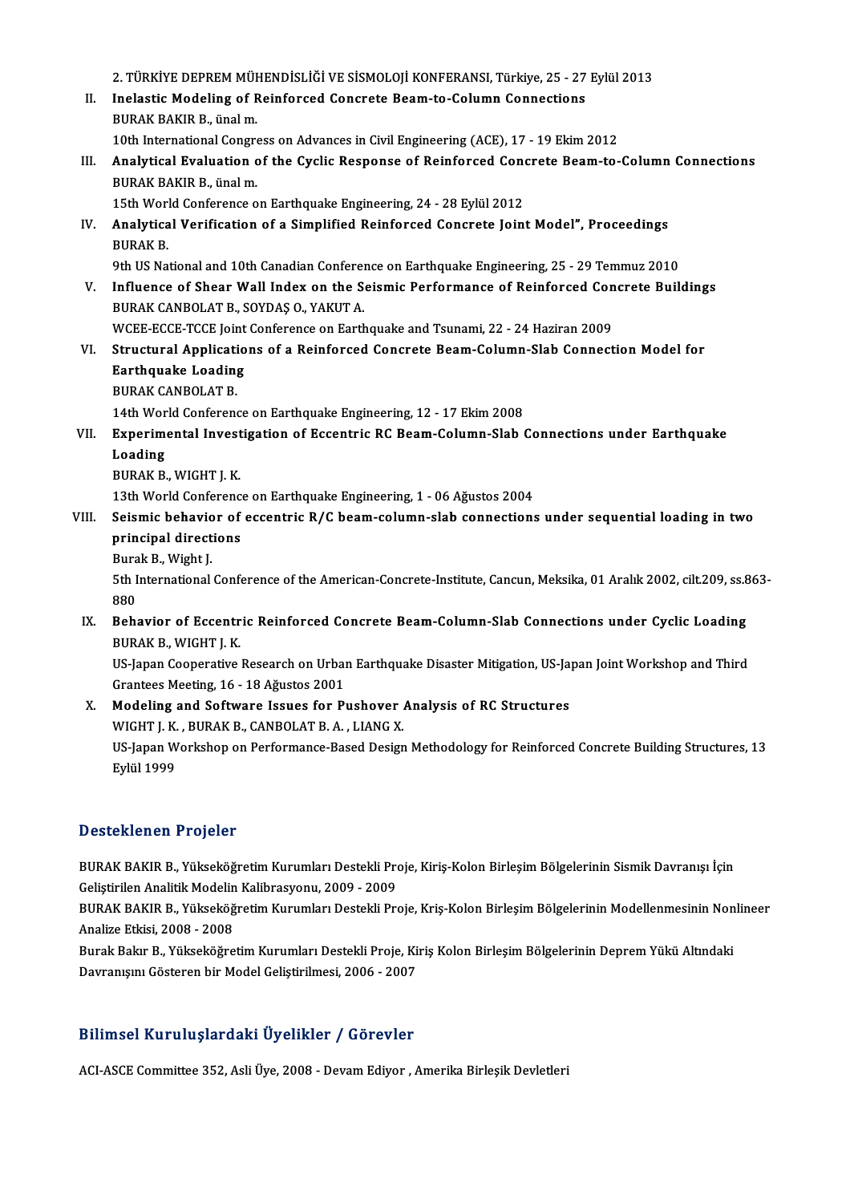2. TÜRKİYE DEPREM MÜHENDİSLİĞİ VE SİSMOLOJİ KONFERANSI, Türkiye, 25 - 27 Eylül 2013

II. **Inelastic Modeling of Reinforced Concrete Beam-to-Column Connections**
BURAK BAKIR B., ünal m.
10th International Congress on Advances in Civil Engineering (ACE), 17 - 19 Ekim 2012

III. **Analytical Evaluation of the Cyclic Response of Reinforced Concrete Beam-to-Column Connections**
BURAK BAKIR B., ünal m.
15th World Conference on Earthquake Engineering, 24 - 28 Eylül 2012

IV. **Analytical Verification of a Simplified Reinforced Concrete Joint Model", Proceedings**
BURAK B.
9th US National and 10th Canadian Conference on Earthquake Engineering, 25 - 29 Temmuz 2010

V. **Influence of Shear Wall Index on the Seismic Performance of Reinforced Concrete Buildings**
BURAK CANBOLAT B., SOYDAŞ O., YAKUT A.
WCEE-ECCE-TCCE Joint Conference on Earthquake and Tsunami, 22 - 24 Haziran 2009

VI. **Structural Applications of a Reinforced Concrete Beam-Column-Slab Connection Model for Earthquake Loading**
BURAK CANBOLAT B.
14th World Conference on Earthquake Engineering, 12 - 17 Ekim 2008

VII. **Experimental Investigation of Eccentric RC Beam-Column-Slab Connections under Earthquake Loading**
BURAK B., WIGHT J. K.
13th World Conference on Earthquake Engineering, 1 - 06 Ağustos 2004

VIII. **Seismic behavior of eccentric R/C beam-column-slab connections under sequential loading in two principal directions**
Burak B., Wight J.
5th International Conference of the American-Concrete-Institute, Cancun, Meksika, 01 Aralık 2002, cilt.209, ss.863-880

IX. **Behavior of Eccentric Reinforced Concrete Beam-Column-Slab Connections under Cyclic Loading**
BURAK B., WIGHT J. K.
US-Japan Cooperative Research on Urban Earthquake Disaster Mitigation, US-Japan Joint Workshop and Third Grantees Meeting, 16 - 18 Ağustos 2001

X. **Modeling and Software Issues for Pushover Analysis of RC Structures**
WIGHT J. K. , BURAK B., CANBOLAT B. A. , LIANG X.
US-Japan Workshop on Performance-Based Design Methodology for Reinforced Concrete Building Structures, 13 Eylül 1999

## Desteklenen Projeler

BURAK BAKIR B., Yükseköğretim Kurumları Destekli Proje, Kiriş-Kolon Birleşim Bölgelerinin Sismik Davranışı İçin Geliştirilen Analitik Modelin Kalibrasyonu, 2009 - 2009

BURAK BAKIR B., Yükseköğretim Kurumları Destekli Proje, Kriş-Kolon Birleşim Bölgelerinin Modellenmesinin Nonlineer Analize Etkisi, 2008 - 2008

Burak Bakır B., Yükseköğretim Kurumları Destekli Proje, Kiriş Kolon Birleşim Bölgelerinin Deprem Yükü Altındaki Davranışını Gösteren bir Model Geliştirilmesi, 2006 - 2007

## Bilimsel Kuruluşlardaki Üyelikler / Görevler

ACI-ASCE Committee 352, Asli Üye, 2008 - Devam Ediyor , Amerika Birleşik Devletleri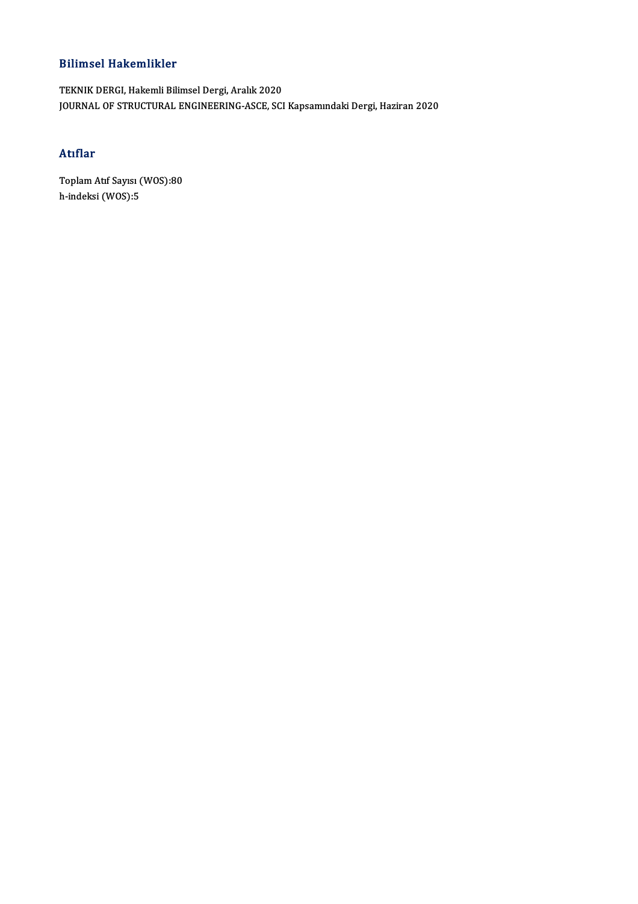## Bilimsel Hakemlikler

TEKNIK DERGI, Hakemli Bilimsel Dergi, Aralık 2020
JOURNAL OF STRUCTURAL ENGINEERING-ASCE, SCI Kapsamındaki Dergi, Haziran 2020

## Atıflar

Toplam Atıf Sayısı (WOS):80
h-indeksi (WOS):5